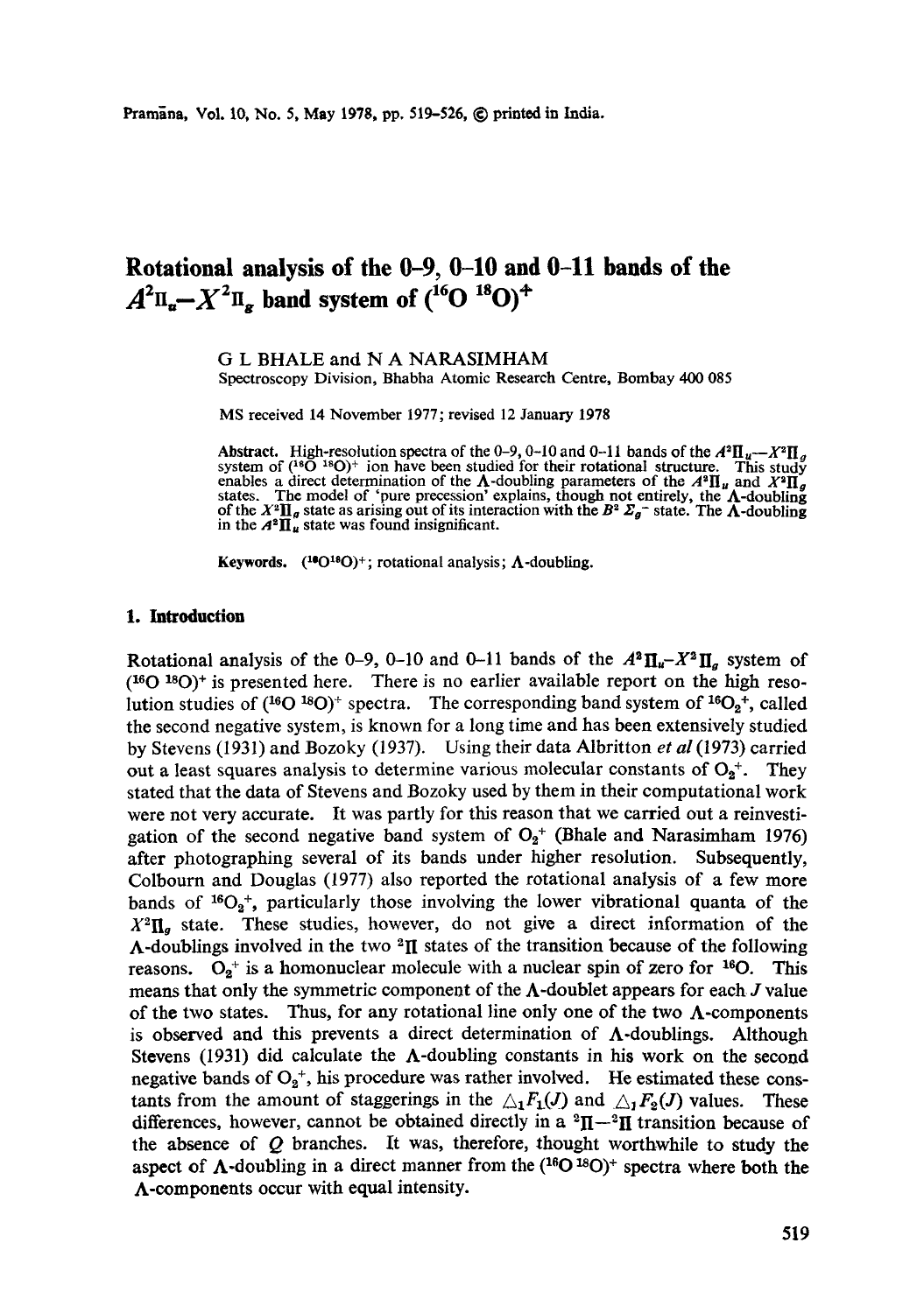# Rotational analysis of the 0–9, 0–10 and 0–11 bands of the $A^2\Pi_u$–$X^2\Pi_g$ band system of $(^{16}O\ ^{18}O)^+$

G L BHALE and N A NARASIMHAM
Spectroscopy Division, Bhabha Atomic Research Centre, Bombay 400 085

MS received 14 November 1977; revised 12 January 1978

**Abstract.** High-resolution spectra of the 0–9, 0–10 and 0–11 bands of the $A^2\Pi_u$–$X^2\Pi_g$ system of $(^{16}O\ ^{18}O)^+$ ion have been studied for their rotational structure. This study enables a direct determination of the Λ-doubling parameters of the $A^2\Pi_u$ and $X^2\Pi_g$ states. The model of 'pure precession' explains, though not entirely, the Λ-doubling of the $X^2\Pi_g$ state as arising out of its interaction with the $B^2\Sigma_g^-$ state. The Λ-doubling in the $A^2\Pi_u$ state was found insignificant.

**Keywords.** $(^{16}O^{18}O)^+$; rotational analysis; Λ-doubling.

## 1. Introduction

Rotational analysis of the 0–9, 0–10 and 0–11 bands of the $A^2\Pi_u$–$X^2\Pi_g$ system of $(^{16}O\ ^{18}O)^+$ is presented here. There is no earlier available report on the high resolution studies of $(^{16}O\ ^{18}O)^+$ spectra. The corresponding band system of $^{16}O_2^+$, called the second negative system, is known for a long time and has been extensively studied by Stevens (1931) and Bozoky (1937). Using their data Albritton *et al* (1973) carried out a least squares analysis to determine various molecular constants of $O_2^+$. They stated that the data of Stevens and Bozoky used by them in their computational work were not very accurate. It was partly for this reason that we carried out a reinvestigation of the second negative band system of $O_2^+$ (Bhale and Narasimham 1976) after photographing several of its bands under higher resolution. Subsequently, Colbourn and Douglas (1977) also reported the rotational analysis of a few more bands of $^{16}O_2^+$, particularly those involving the lower vibrational quanta of the $X^2\Pi_g$ state. These studies, however, do not give a direct information of the Λ-doublings involved in the two $^2\Pi$ states of the transition because of the following reasons. $O_2^+$ is a homonuclear molecule with a nuclear spin of zero for $^{16}O$. This means that only the symmetric component of the Λ-doublet appears for each $J$ value of the two states. Thus, for any rotational line only one of the two Λ-components is observed and this prevents a direct determination of Λ-doublings. Although Stevens (1931) did calculate the Λ-doubling constants in his work on the second negative bands of $O_2^+$, his procedure was rather involved. He estimated these constants from the amount of staggerings in the $\triangle_1 F_1(J)$ and $\triangle_1 F_2(J)$ values. These differences, however, cannot be obtained directly in a $^2\Pi$–$^2\Pi$ transition because of the absence of $Q$ branches. It was, therefore, thought worthwhile to study the aspect of Λ-doubling in a direct manner from the $(^{16}O\ ^{18}O)^+$ spectra where both the Λ-components occur with equal intensity.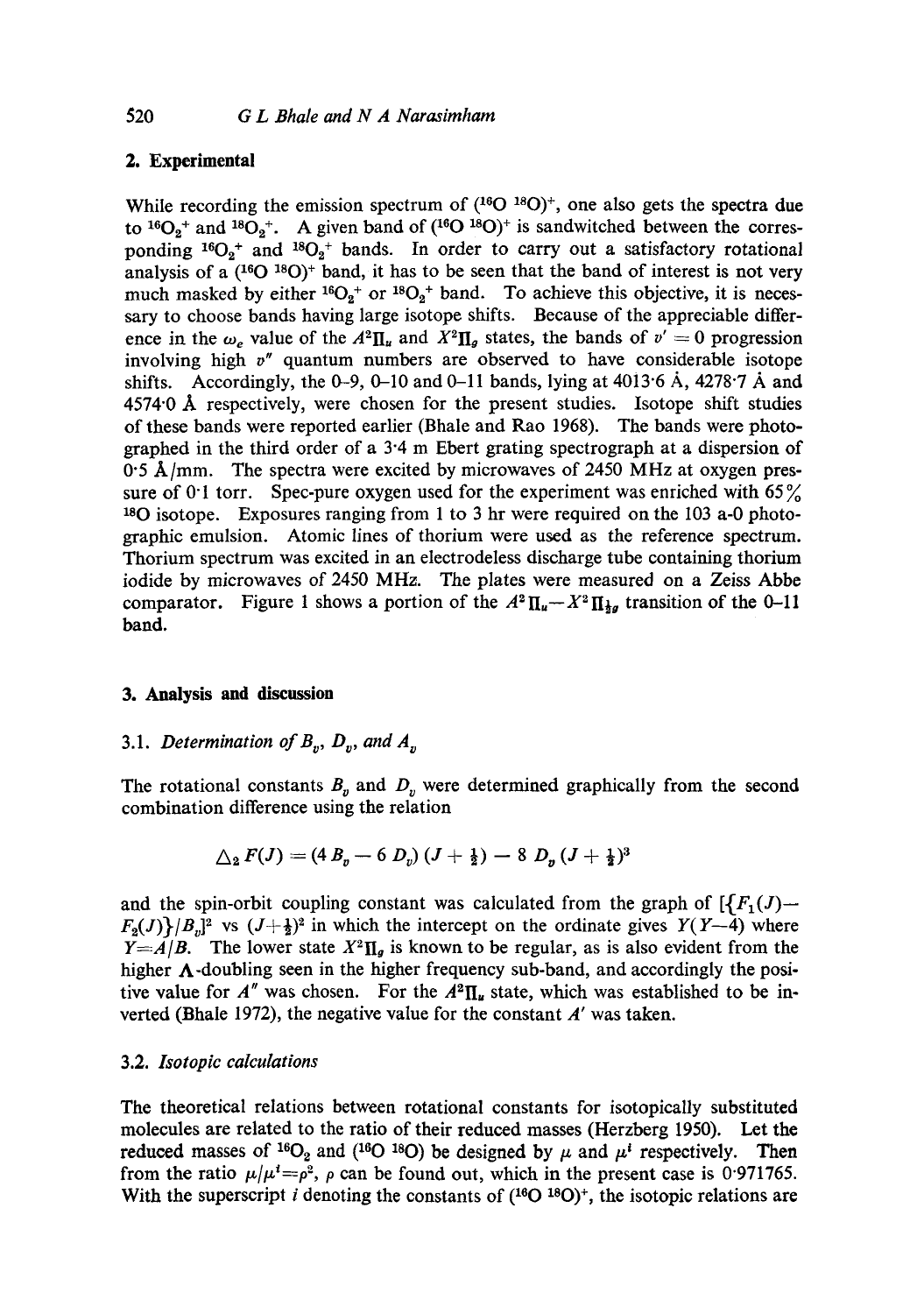## 2. Experimental

While recording the emission spectrum of $(^{16}O\ ^{18}O)^+$, one also gets the spectra due to $^{16}O_2^+$ and $^{18}O_2^+$. A given band of $(^{16}O\ ^{18}O)^+$ is sandwitched between the corresponding $^{16}O_2^+$ and $^{18}O_2^+$ bands. In order to carry out a satisfactory rotational analysis of a $(^{16}O\ ^{18}O)^+$ band, it has to be seen that the band of interest is not very much masked by either $^{16}O_2^+$ or $^{18}O_2^+$ band. To achieve this objective, it is necessary to choose bands having large isotope shifts. Because of the appreciable difference in the $\omega_e$ value of the $A^2\Pi_u$ and $X^2\Pi_g$ states, the bands of $v' = 0$ progression involving high $v''$ quantum numbers are observed to have considerable isotope shifts. Accordingly, the 0–9, 0–10 and 0–11 bands, lying at 4013·6 Å, 4278·7 Å and 4574·0 Å respectively, were chosen for the present studies. Isotope shift studies of these bands were reported earlier (Bhale and Rao 1968). The bands were photographed in the third order of a 3·4 m Ebert grating spectrograph at a dispersion of 0·5 Å/mm. The spectra were excited by microwaves of 2450 MHz at oxygen pressure of 0·1 torr. Spec-pure oxygen used for the experiment was enriched with 65% $^{18}O$ isotope. Exposures ranging from 1 to 3 hr were required on the 103 a-0 photographic emulsion. Atomic lines of thorium were used as the reference spectrum. Thorium spectrum was excited in an electrodeless discharge tube containing thorium iodide by microwaves of 2450 MHz. The plates were measured on a Zeiss Abbe comparator. Figure 1 shows a portion of the $A^2\Pi_u - X^2\Pi_{\frac{1}{2}g}$ transition of the 0–11 band.

## 3. Analysis and discussion

### 3.1. *Determination of $B_v$, $D_v$, and $A_v$*

The rotational constants $B_v$ and $D_v$ were determined graphically from the second combination difference using the relation

$$\triangle_2 F(J) = (4\,B_v - 6\,D_v)\,(J + \tfrac{1}{2}) - 8\,D_v\,(J + \tfrac{1}{2})^3$$

and the spin-orbit coupling constant was calculated from the graph of $[\{F_1(J) - F_2(J)\}/B_v]^2$ vs $(J+\frac{1}{2})^2$ in which the intercept on the ordinate gives $Y(Y-4)$ where $Y = A/B$. The lower state $X^2\Pi_g$ is known to be regular, as is also evident from the higher $\Lambda$-doubling seen in the higher frequency sub-band, and accordingly the positive value for $A''$ was chosen. For the $A^2\Pi_u$ state, which was established to be inverted (Bhale 1972), the negative value for the constant $A'$ was taken.

### 3.2. *Isotopic calculations*

The theoretical relations between rotational constants for isotopically substituted molecules are related to the ratio of their reduced masses (Herzberg 1950). Let the reduced masses of $^{16}O_2$ and $(^{16}O\ ^{18}O)$ be designed by $\mu$ and $\mu^i$ respectively. Then from the ratio $\mu/\mu^i = \rho^2$, $\rho$ can be found out, which in the present case is 0·971765. With the superscript $i$ denoting the constants of $(^{16}O\ ^{18}O)^+$, the isotopic relations are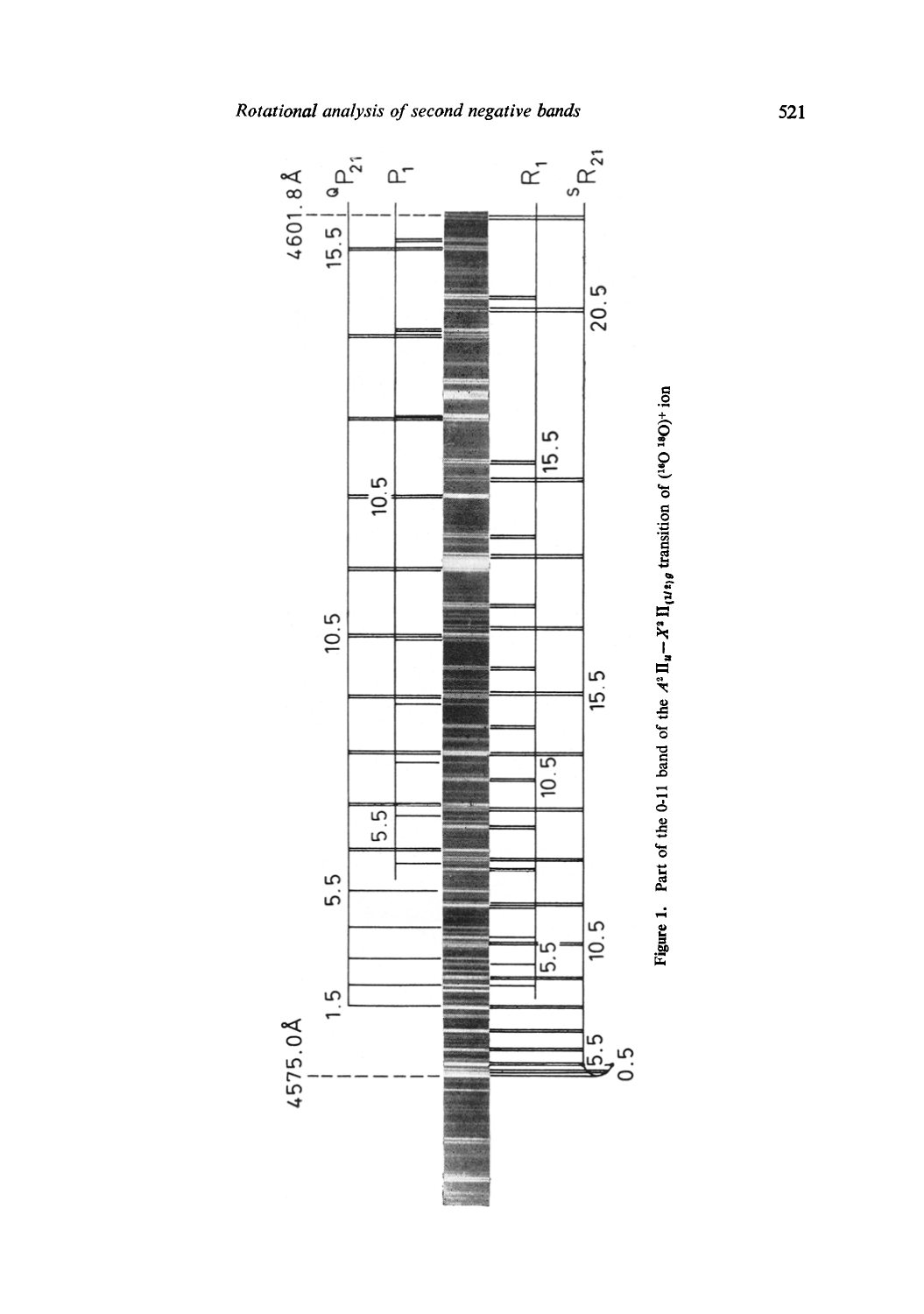Figure 1. Part of the 0-11 band of the $A^2\Pi_u - X^2\Pi_{(1/2),g}$ transition of $(^{18}O\,^{18}O)^+$ ion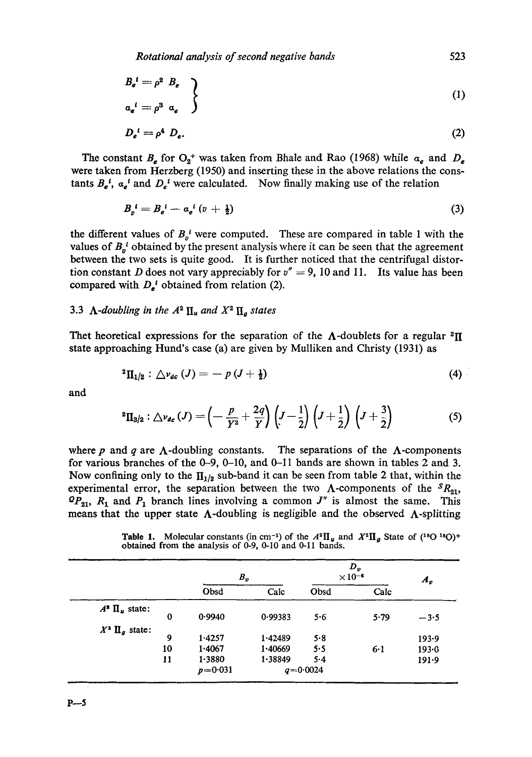$$B_e^i = \rho^2 B_e \quad \alpha_e^i = \rho^3 \alpha_e \tag{1}$$

$$D_e^i = \rho^4 D_e. \tag{2}$$

The constant $B_e$ for $O_2^+$ was taken from Bhale and Rao (1968) while $\alpha_e$ and $D_e$ were taken from Herzberg (1950) and inserting these in the above relations the constants $B_e^i$, $\alpha_e^i$ and $D_e^i$ were calculated. Now finally making use of the relation

$$B_v^i = B_e^i - \alpha_e^i (v + \tfrac{1}{2}) \tag{3}$$

the different values of $B_v^i$ were computed. These are compared in table 1 with the values of $B_v^i$ obtained by the present analysis where it can be seen that the agreement between the two sets is quite good. It is further noticed that the centrifugal distortion constant $D$ does not vary appreciably for $v'' = 9$, 10 and 11. Its value has been compared with $D_e^i$ obtained from relation (2).

### 3.3 Λ-doubling in the $A^2\Pi_u$ and $X^2\Pi_g$ states

Thet heoretical expressions for the separation of the Λ-doublets for a regular $^2\Pi$ state approaching Hund's case (a) are given by Mulliken and Christy (1931) as

$$^2\Pi_{1/2} : \triangle\nu_{dc}(J) = -p\,(J + \tfrac{1}{2}) \tag{4}$$

and

$$^2\Pi_{3/2} : \triangle\nu_{dc}(J) = \left(-\frac{p}{Y^2} + \frac{2q}{Y}\right)\left(J - \frac{1}{2}\right)\left(J + \frac{1}{2}\right)\left(J + \frac{3}{2}\right) \tag{5}$$

where $p$ and $q$ are Λ-doubling constants. The separations of the Λ-components for various branches of the 0–9, 0–10, and 0–11 bands are shown in tables 2 and 3. Now confining only to the $\Pi_{1/2}$ sub-band it can be seen from table 2 that, within the experimental error, the separation between the two Λ-components of the $^SR_{21}$, $^QP_{21}$, $R_1$ and $P_1$ branch lines involving a common $J''$ is almost the same. This means that the upper state Λ-doubling is negligible and the observed Λ-splitting

**Table 1.** Molecular constants (in cm⁻¹) of the $A^2\Pi_u$ and $X^2\Pi_g$ State of $(^{16}O\,^{18}O)^+$ obtained from the analysis of 0-9, 0-10 and 0-11 bands.

| | | $B_v$ | | $D_v \times 10^{-6}$ | | $A_v$ |
|---|---|---|---|---|---|---|
| | | Obsd | Calc | Obsd | Calc | |
| $A^2\Pi_u$ state: | 0 | 0·9940 | 0·99383 | 5·6 | 5·79 | −3·5 |
| $X^2\Pi_g$ state: | 9 | 1·4257 | 1·42489 | 5·8 | | 193·9 |
| | 10 | 1·4067 | 1·40669 | 5·5 | 6·1 | 193·0 |
| | 11 | 1·3880 | 1·38849 | 5·4 | | 191·9 |
| | | $p = 0{\cdot}031$ | | $q = 0{\cdot}0024$ | | |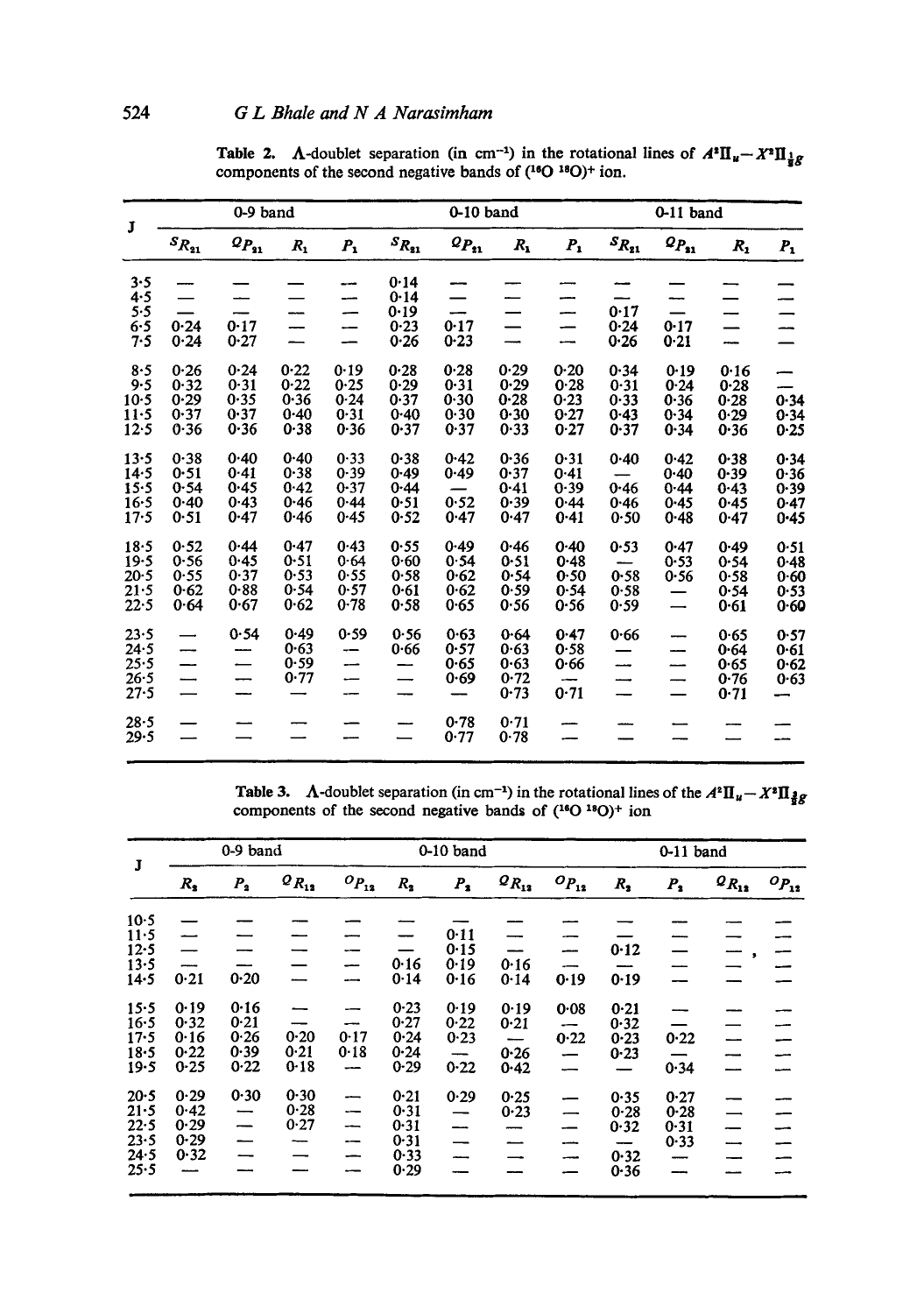Table 2. Λ-doublet separation (in $cm^{-1}$) in the rotational lines of $A^2\Pi_u - X^2\Pi_{\frac{1}{2}g}$ components of the second negative bands of $(^{16}O\ ^{18}O)^+$ ion.

| J | 0-9 band | | | | 0-10 band | | | | 0-11 band | | | |
|---|---|---|---|---|---|---|---|---|---|---|---|---|
| | $^SR_{21}$ | $^QP_{21}$ | $R_1$ | $P_1$ | $^SR_{21}$ | $^QP_{21}$ | $R_1$ | $P_1$ | $^SR_{21}$ | $^QP_{21}$ | $R_1$ | $P_1$ |
| 3·5 | — | — | — | — | 0·14 | — | — | — | — | — | — | — |
| 4·5 | — | — | — | — | 0·14 | — | — | — | — | — | — | — |
| 5·5 | — | — | — | — | 0·19 | — | — | — | 0·17 | — | — | — |
| 6·5 | 0·24 | 0·17 | — | — | 0·23 | 0·17 | — | — | 0·24 | 0·17 | — | — |
| 7·5 | 0·24 | 0·27 | — | — | 0·26 | 0·23 | — | — | 0·26 | 0·21 | — | — |
| 8·5 | 0·26 | 0·24 | 0·22 | 0·19 | 0·28 | 0·28 | 0·29 | 0·20 | 0·34 | 0·19 | 0·16 | — |
| 9·5 | 0·32 | 0·31 | 0·22 | 0·25 | 0·29 | 0·31 | 0·29 | 0·28 | 0·31 | 0·24 | 0·28 | — |
| 10·5 | 0·29 | 0·35 | 0·36 | 0·24 | 0·37 | 0·30 | 0·28 | 0·23 | 0·33 | 0·36 | 0·28 | 0·34 |
| 11·5 | 0·37 | 0·37 | 0·40 | 0·31 | 0·40 | 0·30 | 0·30 | 0·27 | 0·43 | 0·34 | 0·29 | 0·34 |
| 12·5 | 0·36 | 0·36 | 0·38 | 0·36 | 0·37 | 0·37 | 0·33 | 0·27 | 0·37 | 0·34 | 0·36 | 0·25 |
| 13·5 | 0·38 | 0·40 | 0·40 | 0·33 | 0·38 | 0·42 | 0·36 | 0·31 | 0·40 | 0·42 | 0·38 | 0·34 |
| 14·5 | 0·51 | 0·41 | 0·38 | 0·39 | 0·49 | 0·49 | 0·37 | 0·41 | — | 0·40 | 0·39 | 0·36 |
| 15·5 | 0·54 | 0·45 | 0·42 | 0·37 | 0·44 | — | 0·41 | 0·39 | 0·46 | 0·44 | 0·43 | 0·39 |
| 16·5 | 0·40 | 0·43 | 0·46 | 0·44 | 0·51 | 0·52 | 0·39 | 0·44 | 0·46 | 0·45 | 0·45 | 0·47 |
| 17·5 | 0·51 | 0·47 | 0·46 | 0·45 | 0·52 | 0·47 | 0·47 | 0·41 | 0·50 | 0·48 | 0·47 | 0·45 |
| 18·5 | 0·52 | 0·44 | 0·47 | 0·43 | 0·55 | 0·49 | 0·46 | 0·40 | 0·53 | 0·47 | 0·49 | 0·51 |
| 19·5 | 0·56 | 0·45 | 0·51 | 0·64 | 0·60 | 0·54 | 0·51 | 0·48 | — | 0·53 | 0·54 | 0·48 |
| 20·5 | 0·55 | 0·37 | 0·53 | 0·55 | 0·58 | 0·62 | 0·54 | 0·50 | 0·58 | 0·56 | 0·58 | 0·60 |
| 21·5 | 0·62 | 0·88 | 0·54 | 0·57 | 0·61 | 0·62 | 0·59 | 0·54 | 0·58 | — | 0·54 | 0·53 |
| 22·5 | 0·64 | 0·67 | 0·62 | 0·78 | 0·58 | 0·65 | 0·56 | 0·56 | 0·59 | — | 0·61 | 0·60 |
| 23·5 | — | 0·54 | 0·49 | 0·59 | 0·56 | 0·63 | 0·64 | 0·47 | 0·66 | — | 0·65 | 0·57 |
| 24·5 | — | — | 0·63 | — | 0·66 | 0·57 | 0·63 | 0·58 | — | — | 0·64 | 0·61 |
| 25·5 | — | — | 0·59 | — | — | 0·65 | 0·63 | 0·66 | — | — | 0·65 | 0·62 |
| 26·5 | — | — | 0·77 | — | — | 0·69 | 0·72 | — | — | — | 0·76 | 0·63 |
| 27·5 | — | — | — | — | — | — | 0·73 | 0·71 | — | — | 0·71 | — |
| 28·5 | — | — | — | — | — | 0·78 | 0·71 | — | — | — | — | — |
| 29·5 | — | — | — | — | — | 0·77 | 0·78 | — | — | — | — | — |

Table 3. Λ-doublet separation (in $cm^{-1}$) in the rotational lines of the $A^2\Pi_u - X^2\Pi_{\frac{3}{2}g}$ components of the second negative bands of $(^{16}O\ ^{18}O)^+$ ion

| J | 0-9 band | | | | 0-10 band | | | | 0-11 band | | | |
|---|---|---|---|---|---|---|---|---|---|---|---|---|
| | $R_2$ | $P_2$ | $^QR_{12}$ | $^OP_{12}$ | $R_2$ | $P_2$ | $^QR_{12}$ | $^OP_{12}$ | $R_2$ | $P_2$ | $^QR_{12}$ | $^OP_{12}$ |
| 10·5 | — | — | — | — | — | — | — | — | — | — | — | — |
| 11·5 | — | — | — | — | — | 0·11 | — | — | — | — | — | — |
| 12·5 | — | — | — | — | — | 0·15 | — | — | 0·12 | — | — | — |
| 13·5 | — | — | — | — | 0·16 | 0·19 | 0·16 | — | — | — | — | — |
| 14·5 | 0·21 | 0·20 | — | — | 0·14 | 0·16 | 0·14 | 0·19 | 0·19 | — | — | — |
| 15·5 | 0·19 | 0·16 | — | — | 0·23 | 0·19 | 0·19 | 0·08 | 0·21 | — | — | — |
| 16·5 | 0·32 | 0·21 | — | — | 0·27 | 0·22 | 0·21 | — | 0·32 | — | — | — |
| 17·5 | 0·16 | 0·26 | 0·20 | 0·17 | 0·24 | 0·23 | — | 0·22 | 0·23 | 0·22 | — | — |
| 18·5 | 0·22 | 0·39 | 0·21 | 0·18 | 0·24 | — | 0·26 | — | 0·23 | — | — | — |
| 19·5 | 0·25 | 0·22 | 0·18 | — | 0·29 | 0·22 | 0·42 | — | — | 0·34 | — | — |
| 20·5 | 0·29 | 0·30 | 0·30 | — | 0·21 | 0·29 | 0·25 | — | 0·35 | 0·27 | — | — |
| 21·5 | 0·42 | — | 0·28 | — | 0·31 | — | 0·23 | — | 0·28 | 0·28 | — | — |
| 22·5 | 0·29 | — | 0·27 | — | 0·31 | — | — | — | 0·32 | 0·31 | — | — |
| 23·5 | 0·29 | — | — | — | 0·31 | — | — | — | — | 0·33 | — | — |
| 24·5 | 0·32 | — | — | — | 0·33 | — | — | — | 0·32 | — | — | — |
| 25·5 | — | — | — | — | 0·29 | — | — | — | 0·36 | — | — | — |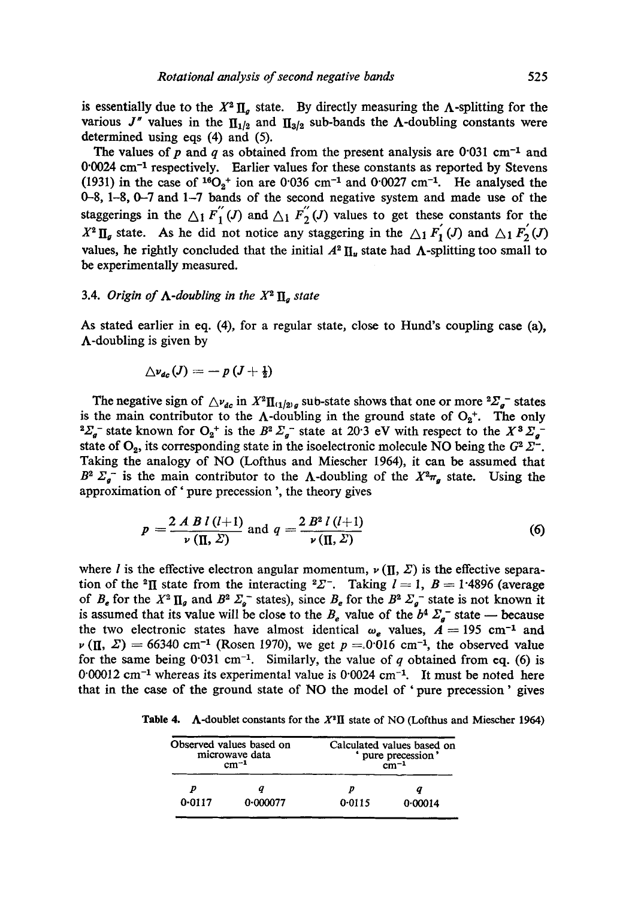is essentially due to the $X^2\Pi_g$ state. By directly measuring the $\Lambda$-splitting for the various $J''$ values in the $\Pi_{1/2}$ and $\Pi_{3/2}$ sub-bands the $\Lambda$-doubling constants were determined using eqs (4) and (5).

The values of $p$ and $q$ as obtained from the present analysis are 0·031 cm$^{-1}$ and 0·0024 cm$^{-1}$ respectively. Earlier values for these constants as reported by Stevens (1931) in the case of $^{16}O_2^+$ ion are 0·036 cm$^{-1}$ and 0·0027 cm$^{-1}$. He analysed the 0–8, 1–8, 0–7 and 1–7 bands of the second negative system and made use of the staggerings in the $\Delta_1 F_1''(J)$ and $\Delta_1 F_2''(J)$ values to get these constants for the $X^2\Pi_g$ state. As he did not notice any staggering in the $\Delta_1 F_1'(J)$ and $\Delta_1 F_2'(J)$ values, he rightly concluded that the initial $A^2\Pi_u$ state had $\Lambda$-splitting too small to be experimentally measured.

### 3.4. *Origin of $\Lambda$-doubling in the $X^2\Pi_g$ state*

As stated earlier in eq. (4), for a regular state, close to Hund's coupling case (a), $\Lambda$-doubling is given by

$$\Delta\nu_{dc}(J) = -p\,(J+\tfrac{1}{2})$$

The negative sign of $\Delta\nu_{dc}$ in $X^2\Pi_{(1/2)g}$ sub-state shows that one or more $^2\Sigma_g^-$ states is the main contributor to the $\Lambda$-doubling in the ground state of $O_2^+$. The only $^2\Sigma_g^-$ state known for $O_2^+$ is the $B^2\Sigma_g^-$ state at 20·3 eV with respect to the $X^3\Sigma_g^-$ state of $O_2$, its corresponding state in the isoelectronic molecule NO being the $G^2\Sigma^-$. Taking the analogy of NO (Lofthus and Miescher 1964), it can be assumed that $B^2\Sigma_g^-$ is the main contributor to the $\Lambda$-doubling of the $X^2\pi_g$ state. Using the approximation of 'pure precession', the theory gives

$$p = \frac{2\,A\,B\,l\,(l+1)}{\nu\,(\Pi, \Sigma)} \text{ and } q = \frac{2\,B^2\,l\,(l+1)}{\nu\,(\Pi, \Sigma)} \tag{6}$$

where $l$ is the effective electron angular momentum, $\nu\,(\Pi, \Sigma)$ is the effective separation of the $^2\Pi$ state from the interacting $^2\Sigma^-$. Taking $l = 1$, $B = 1{\cdot}4896$ (average of $B_e$ for the $X^2\Pi_g$ and $B^2\Sigma_g^-$ states), since $B_e$ for the $B^2\Sigma_g^-$ state is not known it is assumed that its value will be close to the $B_e$ value of the $b^4\Sigma_g^-$ state — because the two electronic states have almost identical $\omega_e$ values, $A = 195$ cm$^{-1}$ and $\nu\,(\Pi, \Sigma) = 66340$ cm$^{-1}$ (Rosen 1970), we get $p = 0{\cdot}016$ cm$^{-1}$, the observed value for the same being 0·031 cm$^{-1}$. Similarly, the value of $q$ obtained from eq. (6) is 0·00012 cm$^{-1}$ whereas its experimental value is 0·0024 cm$^{-1}$. It must be noted here that in the case of the ground state of NO the model of 'pure precession' gives

**Table 4.** $\Lambda$-doublet constants for the $X^2\Pi$ state of NO (Lofthus and Miescher 1964)

| Observed values based on microwave data cm$^{-1}$ | | Calculated values based on 'pure precession' cm$^{-1}$ | |
|---|---|---|---|
| $p$ | $q$ | $p$ | $q$ |
| 0·0117 | 0·000077 | 0·0115 | 0·00014 |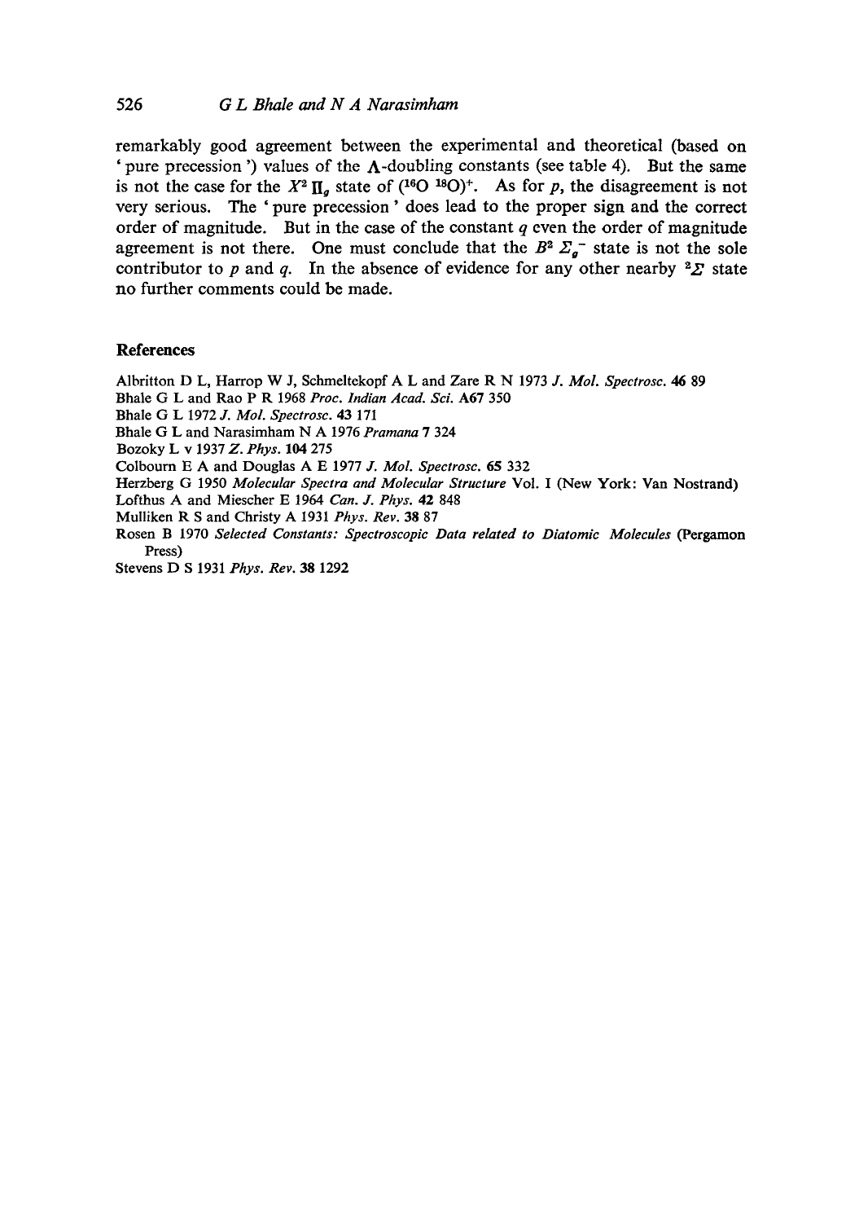remarkably good agreement between the experimental and theoretical (based on 'pure precession') values of the $\Lambda$-doubling constants (see table 4). But the same is not the case for the $X^2\Pi_g$ state of $(^{16}O\ ^{18}O)^+$. As for $p$, the disagreement is not very serious. The 'pure precession' does lead to the proper sign and the correct order of magnitude. But in the case of the constant $q$ even the order of magnitude agreement is not there. One must conclude that the $B^2\Sigma_g^-$ state is not the sole contributor to $p$ and $q$. In the absence of evidence for any other nearby $^2\Sigma$ state no further comments could be made.

## References

Albritton D L, Harrop W J, Schmeltekopf A L and Zare R N 1973 *J. Mol. Spectrosc.* **46** 89

Bhale G L and Rao P R 1968 *Proc. Indian Acad. Sci.* **A67** 350

Bhale G L 1972 *J. Mol. Spectrosc.* **43** 171

Bhale G L and Narasimham N A 1976 *Pramana* **7** 324

Bozoky L v 1937 *Z. Phys.* **104** 275

Colbourn E A and Douglas A E 1977 *J. Mol. Spectrosc.* **65** 332

Herzberg G 1950 *Molecular Spectra and Molecular Structure* Vol. I (New York: Van Nostrand)

Lofthus A and Miescher E 1964 *Can. J. Phys.* **42** 848

Mulliken R S and Christy A 1931 *Phys. Rev.* **38** 87

Rosen B 1970 *Selected Constants: Spectroscopic Data related to Diatomic Molecules* (Pergamon Press)

Stevens D S 1931 *Phys. Rev.* **38** 1292